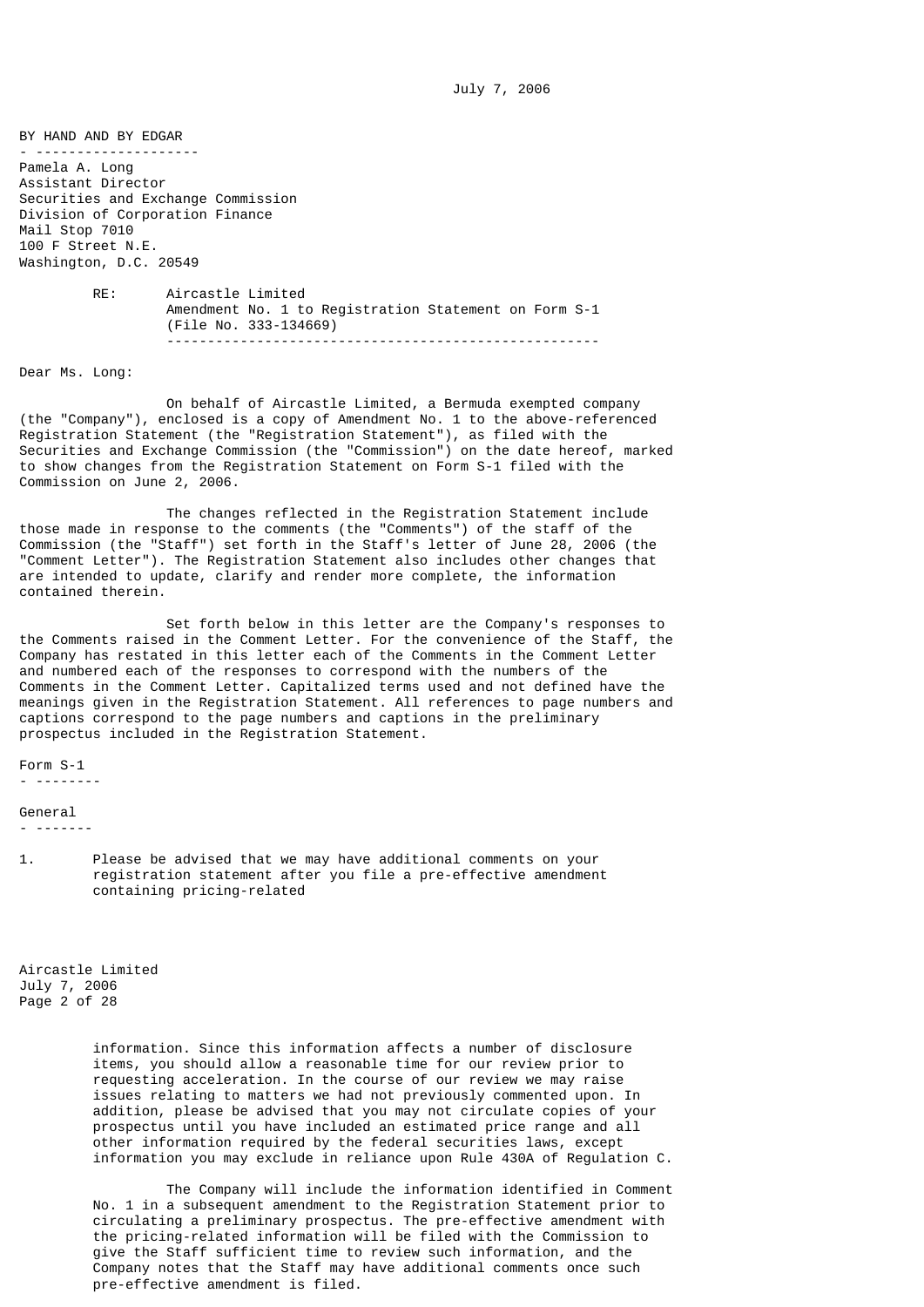July 7, 2006

**BY HAND AND BY EDGAR**

Pamela A. Long
Assistant Director
Securities and Exchange Commission
Division of Corporation Finance
Mail Stop 7010
100 F Street N.E.
Washington, D.C. 20549

RE: Aircastle Limited
Amendment No. 1 to Registration Statement on Form S-1
(File No. 333-134669)

Dear Ms. Long:

On behalf of Aircastle Limited, a Bermuda exempted company (the "Company"), enclosed is a copy of Amendment No. 1 to the above-referenced Registration Statement (the "Registration Statement"), as filed with the Securities and Exchange Commission (the "Commission") on the date hereof, marked to show changes from the Registration Statement on Form S-1 filed with the Commission on June 2, 2006.

The changes reflected in the Registration Statement include those made in response to the comments (the "Comments") of the staff of the Commission (the "Staff") set forth in the Staff's letter of June 28, 2006 (the "Comment Letter"). The Registration Statement also includes other changes that are intended to update, clarify and render more complete, the information contained therein.

Set forth below in this letter are the Company's responses to the Comments raised in the Comment Letter. For the convenience of the Staff, the Company has restated in this letter each of the Comments in the Comment Letter and numbered each of the responses to correspond with the numbers of the Comments in the Comment Letter. Capitalized terms used and not defined have the meanings given in the Registration Statement. All references to page numbers and captions correspond to the page numbers and captions in the preliminary prospectus included in the Registration Statement.

**Form S-1**

**General**

1. Please be advised that we may have additional comments on your registration statement after you file a pre-effective amendment containing pricing-related information. Since this information affects a number of disclosure items, you should allow a reasonable time for our review prior to requesting acceleration. In the course of our review we may raise issues relating to matters we had not previously commented upon. In addition, please be advised that you may not circulate copies of your prospectus until you have included an estimated price range and all other information required by the federal securities laws, except information you may exclude in reliance upon Rule 430A of Regulation C.

   The Company will include the information identified in Comment No. 1 in a subsequent amendment to the Registration Statement prior to circulating a preliminary prospectus. The pre-effective amendment with the pricing-related information will be filed with the Commission to give the Staff sufficient time to review such information, and the Company notes that the Staff may have additional comments once such pre-effective amendment is filed.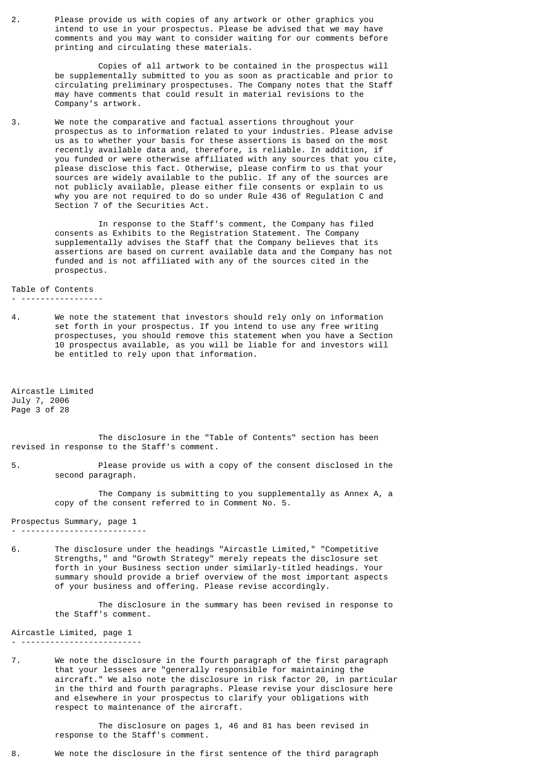2. Please provide us with copies of any artwork or other graphics you intend to use in your prospectus. Please be advised that we may have comments and you may want to consider waiting for our comments before printing and circulating these materials.

   Copies of all artwork to be contained in the prospectus will be supplementally submitted to you as soon as practicable and prior to circulating preliminary prospectuses. The Company notes that the Staff may have comments that could result in material revisions to the Company's artwork.

3. We note the comparative and factual assertions throughout your prospectus as to information related to your industries. Please advise us as to whether your basis for these assertions is based on the most recently available data and, therefore, is reliable. In addition, if you funded or were otherwise affiliated with any sources that you cite, please disclose this fact. Otherwise, please confirm to us that your sources are widely available to the public. If any of the sources are not publicly available, please either file consents or explain to us why you are not required to do so under Rule 436 of Regulation C and Section 7 of the Securities Act.

   In response to the Staff's comment, the Company has filed consents as Exhibits to the Registration Statement. The Company supplementally advises the Staff that the Company believes that its assertions are based on current available data and the Company has not funded and is not affiliated with any of the sources cited in the prospectus.

Table of Contents

4. We note the statement that investors should rely only on information set forth in your prospectus. If you intend to use any free writing prospectuses, you should remove this statement when you have a Section 10 prospectus available, as you will be liable for and investors will be entitled to rely upon that information.

   The disclosure in the "Table of Contents" section has been revised in response to the Staff's comment.

5. Please provide us with a copy of the consent disclosed in the second paragraph.

   The Company is submitting to you supplementally as Annex A, a copy of the consent referred to in Comment No. 5.

Prospectus Summary, page 1

6. The disclosure under the headings "Aircastle Limited," "Competitive Strengths," and "Growth Strategy" merely repeats the disclosure set forth in your Business section under similarly-titled headings. Your summary should provide a brief overview of the most important aspects of your business and offering. Please revise accordingly.

   The disclosure in the summary has been revised in response to the Staff's comment.

Aircastle Limited, page 1

7. We note the disclosure in the fourth paragraph of the first paragraph that your lessees are "generally responsible for maintaining the aircraft." We also note the disclosure in risk factor 20, in particular in the third and fourth paragraphs. Please revise your disclosure here and elsewhere in your prospectus to clarify your obligations with respect to maintenance of the aircraft.

   The disclosure on pages 1, 46 and 81 has been revised in response to the Staff's comment.

8. We note the disclosure in the first sentence of the third paragraph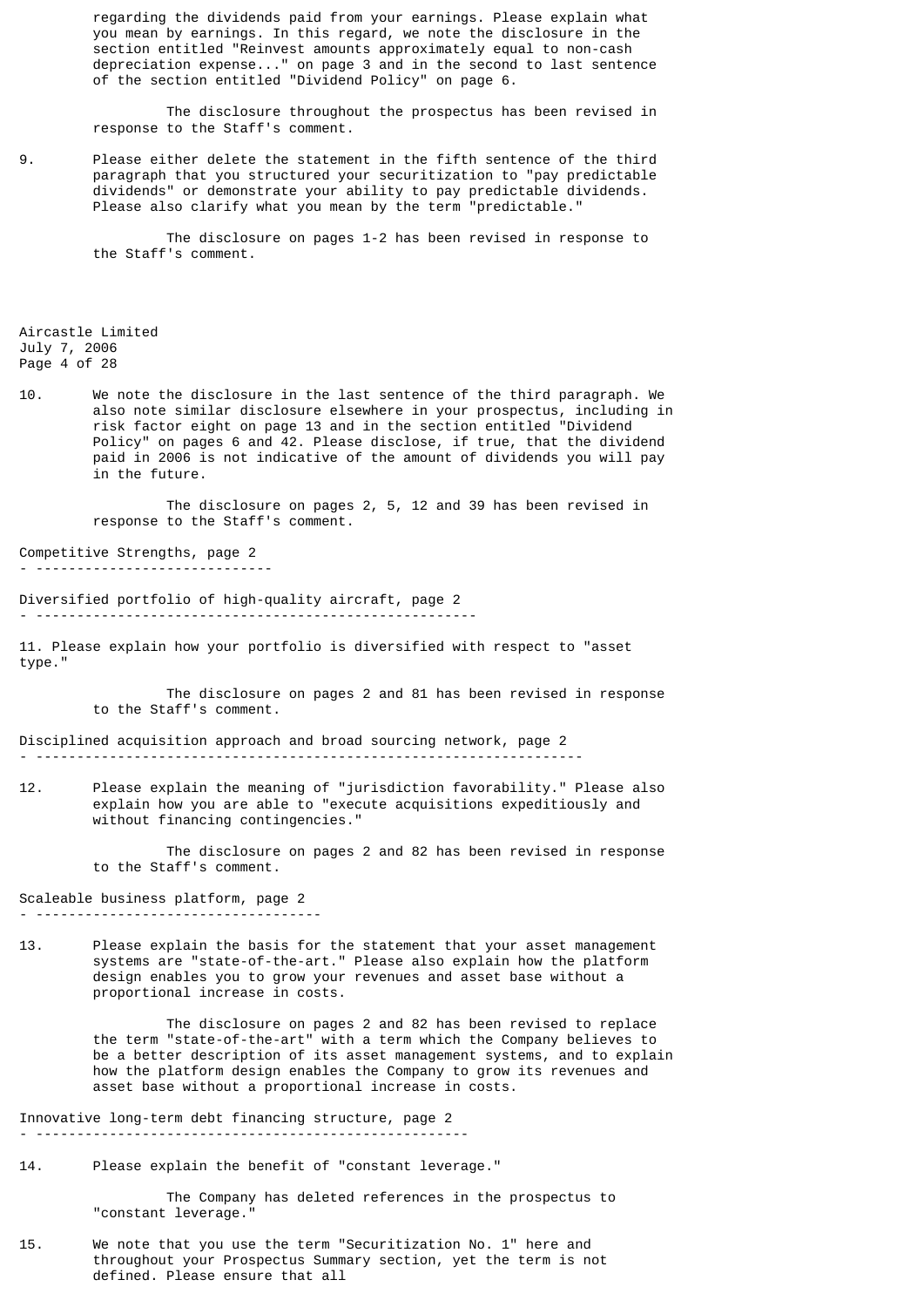regarding the dividends paid from your earnings. Please explain what you mean by earnings. In this regard, we note the disclosure in the section entitled "Reinvest amounts approximately equal to non-cash depreciation expense..." on page 3 and in the second to last sentence of the section entitled "Dividend Policy" on page 6.

The disclosure throughout the prospectus has been revised in response to the Staff's comment.

9. Please either delete the statement in the fifth sentence of the third paragraph that you structured your securitization to "pay predictable dividends" or demonstrate your ability to pay predictable dividends. Please also clarify what you mean by the term "predictable."

The disclosure on pages 1-2 has been revised in response to the Staff's comment.

10. We note the disclosure in the last sentence of the third paragraph. We also note similar disclosure elsewhere in your prospectus, including in risk factor eight on page 13 and in the section entitled "Dividend Policy" on pages 6 and 42. Please disclose, if true, that the dividend paid in 2006 is not indicative of the amount of dividends you will pay in the future.

The disclosure on pages 2, 5, 12 and 39 has been revised in response to the Staff's comment.

Competitive Strengths, page 2

Diversified portfolio of high-quality aircraft, page 2

11. Please explain how your portfolio is diversified with respect to "asset type."

The disclosure on pages 2 and 81 has been revised in response to the Staff's comment.

Disciplined acquisition approach and broad sourcing network, page 2

12. Please explain the meaning of "jurisdiction favorability." Please also explain how you are able to "execute acquisitions expeditiously and without financing contingencies."

The disclosure on pages 2 and 82 has been revised in response to the Staff's comment.

Scaleable business platform, page 2

13. Please explain the basis for the statement that your asset management systems are "state-of-the-art." Please also explain how the platform design enables you to grow your revenues and asset base without a proportional increase in costs.

The disclosure on pages 2 and 82 has been revised to replace the term "state-of-the-art" with a term which the Company believes to be a better description of its asset management systems, and to explain how the platform design enables the Company to grow its revenues and asset base without a proportional increase in costs.

Innovative long-term debt financing structure, page 2

14. Please explain the benefit of "constant leverage."

The Company has deleted references in the prospectus to "constant leverage."

15. We note that you use the term "Securitization No. 1" here and throughout your Prospectus Summary section, yet the term is not defined. Please ensure that all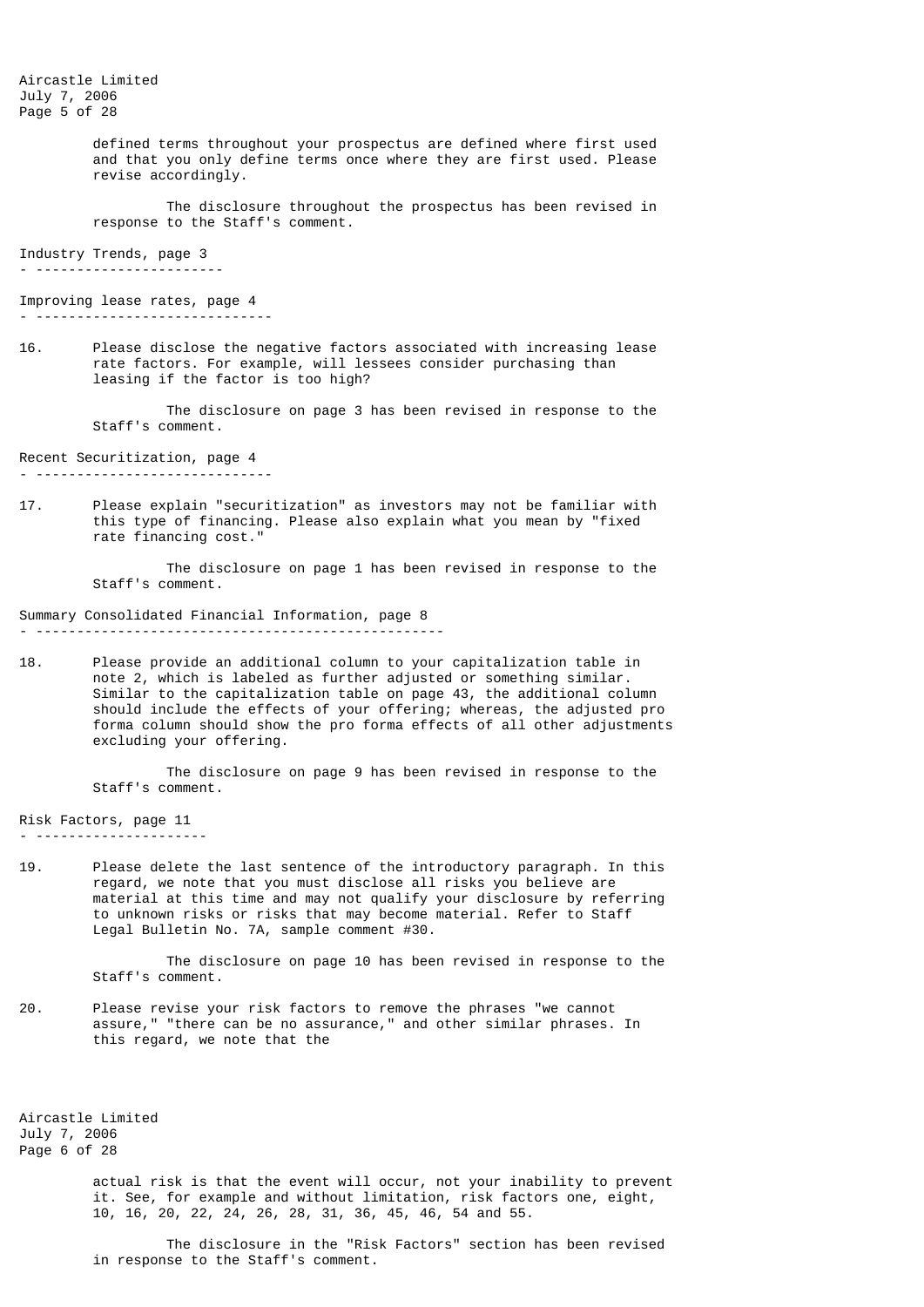defined terms throughout your prospectus are defined where first used and that you only define terms once where they are first used. Please revise accordingly.

The disclosure throughout the prospectus has been revised in response to the Staff's comment.

Industry Trends, page 3

Improving lease rates, page 4

16. Please disclose the negative factors associated with increasing lease rate factors. For example, will lessees consider purchasing than leasing if the factor is too high?

    The disclosure on page 3 has been revised in response to the Staff's comment.

Recent Securitization, page 4

17. Please explain "securitization" as investors may not be familiar with this type of financing. Please also explain what you mean by "fixed rate financing cost."

    The disclosure on page 1 has been revised in response to the Staff's comment.

Summary Consolidated Financial Information, page 8

18. Please provide an additional column to your capitalization table in note 2, which is labeled as further adjusted or something similar. Similar to the capitalization table on page 43, the additional column should include the effects of your offering; whereas, the adjusted pro forma column should show the pro forma effects of all other adjustments excluding your offering.

    The disclosure on page 9 has been revised in response to the Staff's comment.

Risk Factors, page 11

19. Please delete the last sentence of the introductory paragraph. In this regard, we note that you must disclose all risks you believe are material at this time and may not qualify your disclosure by referring to unknown risks or risks that may become material. Refer to Staff Legal Bulletin No. 7A, sample comment #30.

    The disclosure on page 10 has been revised in response to the Staff's comment.

20. Please revise your risk factors to remove the phrases "we cannot assure," "there can be no assurance," and other similar phrases. In this regard, we note that the actual risk is that the event will occur, not your inability to prevent it. See, for example and without limitation, risk factors one, eight, 10, 16, 20, 22, 24, 26, 28, 31, 36, 45, 46, 54 and 55.

    The disclosure in the "Risk Factors" section has been revised in response to the Staff's comment.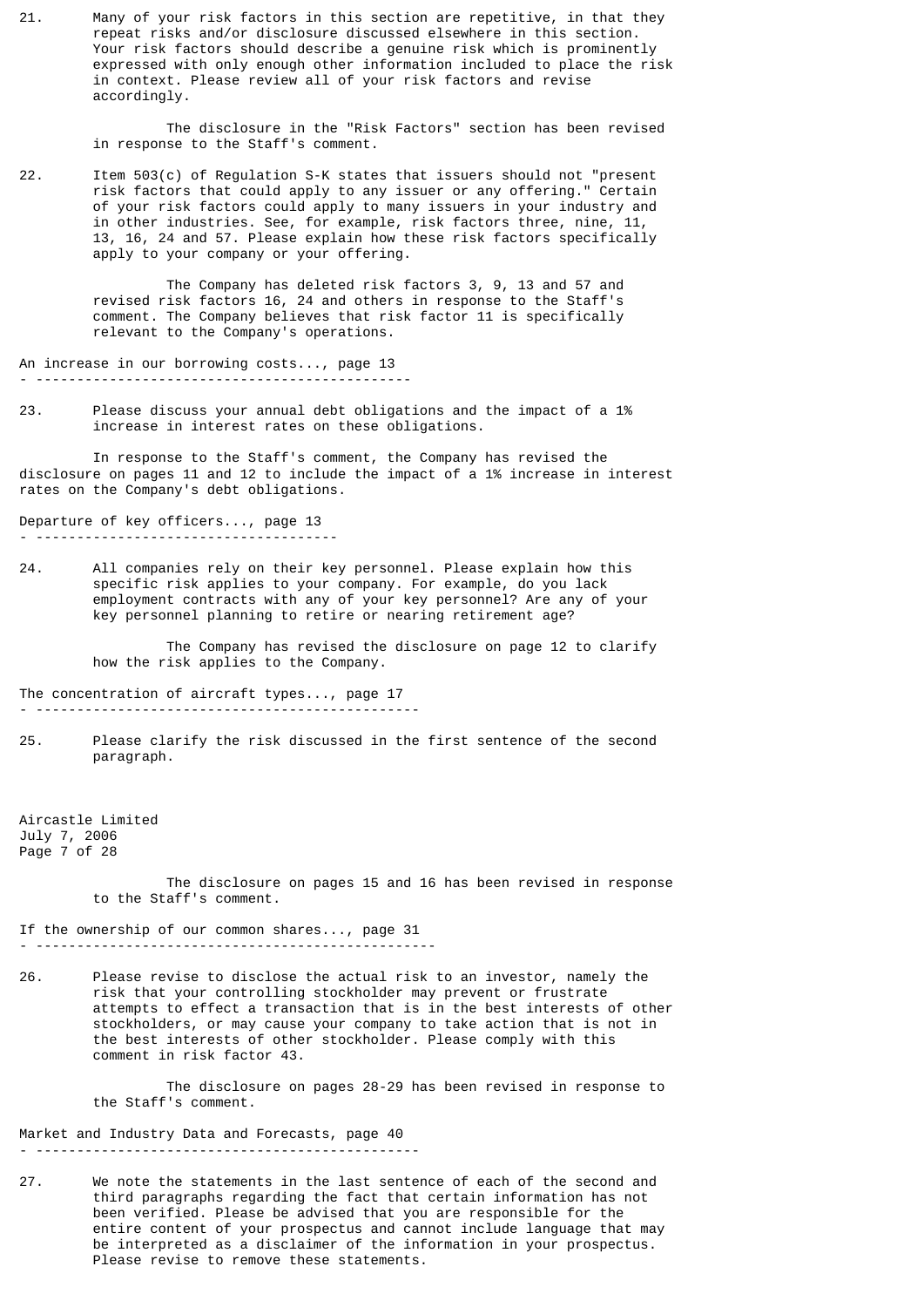21. Many of your risk factors in this section are repetitive, in that they repeat risks and/or disclosure discussed elsewhere in this section. Your risk factors should describe a genuine risk which is prominently expressed with only enough other information included to place the risk in context. Please review all of your risk factors and revise accordingly.

    The disclosure in the "Risk Factors" section has been revised in response to the Staff's comment.

22. Item 503(c) of Regulation S-K states that issuers should not "present risk factors that could apply to any issuer or any offering." Certain of your risk factors could apply to many issuers in your industry and in other industries. See, for example, risk factors three, nine, 11, 13, 16, 24 and 57. Please explain how these risk factors specifically apply to your company or your offering.

    The Company has deleted risk factors 3, 9, 13 and 57 and revised risk factors 16, 24 and others in response to the Staff's comment. The Company believes that risk factor 11 is specifically relevant to the Company's operations.

An increase in our borrowing costs..., page 13

23. Please discuss your annual debt obligations and the impact of a 1% increase in interest rates on these obligations.

In response to the Staff's comment, the Company has revised the disclosure on pages 11 and 12 to include the impact of a 1% increase in interest rates on the Company's debt obligations.

Departure of key officers..., page 13

24. All companies rely on their key personnel. Please explain how this specific risk applies to your company. For example, do you lack employment contracts with any of your key personnel? Are any of your key personnel planning to retire or nearing retirement age?

    The Company has revised the disclosure on page 12 to clarify how the risk applies to the Company.

The concentration of aircraft types..., page 17

25. Please clarify the risk discussed in the first sentence of the second paragraph.

    The disclosure on pages 15 and 16 has been revised in response to the Staff's comment.

If the ownership of our common shares..., page 31

26. Please revise to disclose the actual risk to an investor, namely the risk that your controlling stockholder may prevent or frustrate attempts to effect a transaction that is in the best interests of other stockholders, or may cause your company to take action that is not in the best interests of other stockholder. Please comply with this comment in risk factor 43.

    The disclosure on pages 28-29 has been revised in response to the Staff's comment.

Market and Industry Data and Forecasts, page 40

27. We note the statements in the last sentence of each of the second and third paragraphs regarding the fact that certain information has not been verified. Please be advised that you are responsible for the entire content of your prospectus and cannot include language that may be interpreted as a disclaimer of the information in your prospectus. Please revise to remove these statements.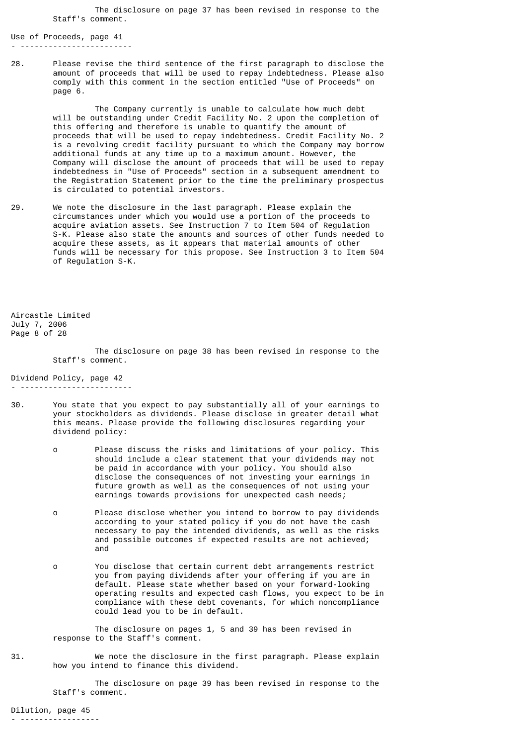The disclosure on page 37 has been revised in response to the Staff's comment.

Use of Proceeds, page 41

28. Please revise the third sentence of the first paragraph to disclose the amount of proceeds that will be used to repay indebtedness. Please also comply with this comment in the section entitled "Use of Proceeds" on page 6.

The Company currently is unable to calculate how much debt will be outstanding under Credit Facility No. 2 upon the completion of this offering and therefore is unable to quantify the amount of proceeds that will be used to repay indebtedness. Credit Facility No. 2 is a revolving credit facility pursuant to which the Company may borrow additional funds at any time up to a maximum amount. However, the Company will disclose the amount of proceeds that will be used to repay indebtedness in "Use of Proceeds" section in a subsequent amendment to the Registration Statement prior to the time the preliminary prospectus is circulated to potential investors.

29. We note the disclosure in the last paragraph. Please explain the circumstances under which you would use a portion of the proceeds to acquire aviation assets. See Instruction 7 to Item 504 of Regulation S-K. Please also state the amounts and sources of other funds needed to acquire these assets, as it appears that material amounts of other funds will be necessary for this propose. See Instruction 3 to Item 504 of Regulation S-K.

The disclosure on page 38 has been revised in response to the Staff's comment.

Dividend Policy, page 42

30. You state that you expect to pay substantially all of your earnings to your stockholders as dividends. Please disclose in greater detail what this means. Please provide the following disclosures regarding your dividend policy:

- Please discuss the risks and limitations of your policy. This should include a clear statement that your dividends may not be paid in accordance with your policy. You should also disclose the consequences of not investing your earnings in future growth as well as the consequences of not using your earnings towards provisions for unexpected cash needs;

- Please disclose whether you intend to borrow to pay dividends according to your stated policy if you do not have the cash necessary to pay the intended dividends, as well as the risks and possible outcomes if expected results are not achieved; and

- You disclose that certain current debt arrangements restrict you from paying dividends after your offering if you are in default. Please state whether based on your forward-looking operating results and expected cash flows, you expect to be in compliance with these debt covenants, for which noncompliance could lead you to be in default.

The disclosure on pages 1, 5 and 39 has been revised in response to the Staff's comment.

31. We note the disclosure in the first paragraph. Please explain how you intend to finance this dividend.

The disclosure on page 39 has been revised in response to the Staff's comment.

Dilution, page 45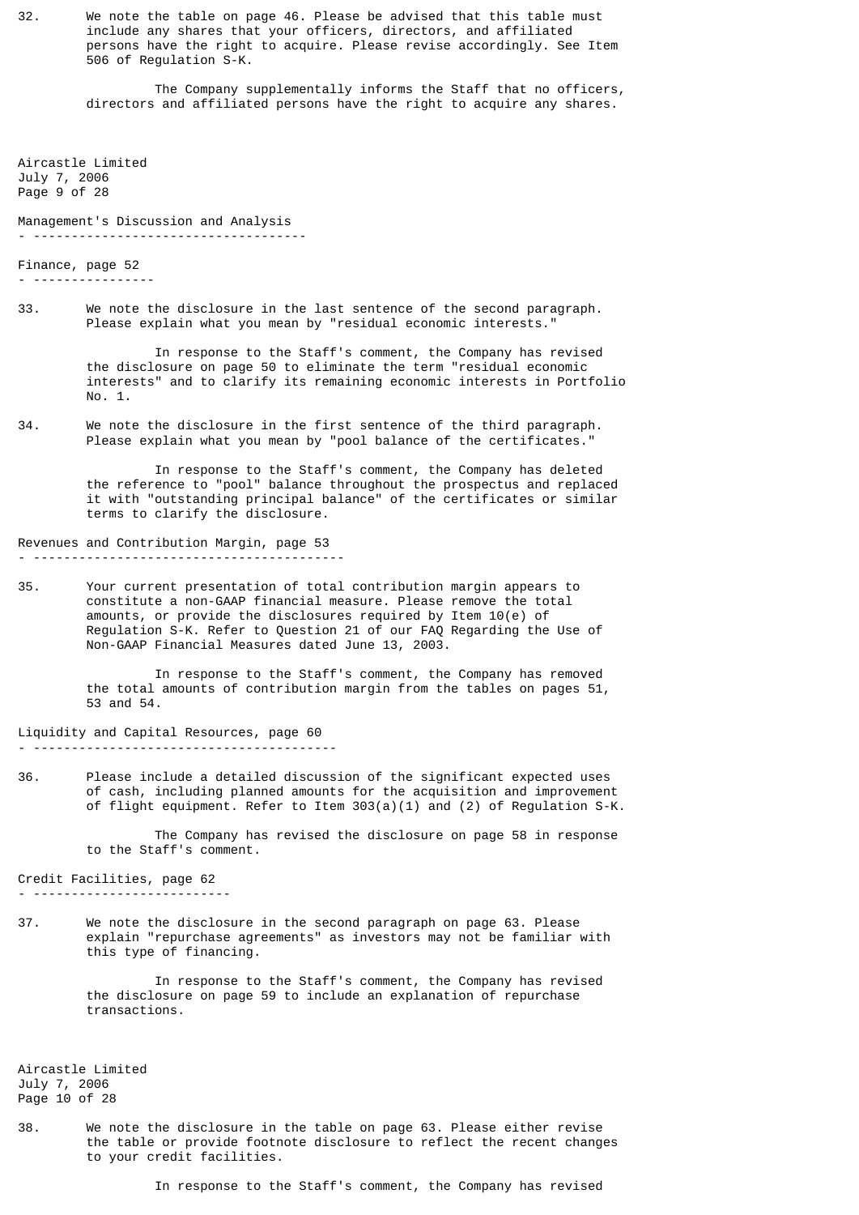32. We note the table on page 46. Please be advised that this table must include any shares that your officers, directors, and affiliated persons have the right to acquire. Please revise accordingly. See Item 506 of Regulation S-K.

    The Company supplementally informs the Staff that no officers, directors and affiliated persons have the right to acquire any shares.

## Management's Discussion and Analysis

### Finance, page 52

33. We note the disclosure in the last sentence of the second paragraph. Please explain what you mean by "residual economic interests."

    In response to the Staff's comment, the Company has revised the disclosure on page 50 to eliminate the term "residual economic interests" and to clarify its remaining economic interests in Portfolio No. 1.

34. We note the disclosure in the first sentence of the third paragraph. Please explain what you mean by "pool balance of the certificates."

    In response to the Staff's comment, the Company has deleted the reference to "pool" balance throughout the prospectus and replaced it with "outstanding principal balance" of the certificates or similar terms to clarify the disclosure.

### Revenues and Contribution Margin, page 53

35. Your current presentation of total contribution margin appears to constitute a non-GAAP financial measure. Please remove the total amounts, or provide the disclosures required by Item 10(e) of Regulation S-K. Refer to Question 21 of our FAQ Regarding the Use of Non-GAAP Financial Measures dated June 13, 2003.

    In response to the Staff's comment, the Company has removed the total amounts of contribution margin from the tables on pages 51, 53 and 54.

### Liquidity and Capital Resources, page 60

36. Please include a detailed discussion of the significant expected uses of cash, including planned amounts for the acquisition and improvement of flight equipment. Refer to Item 303(a)(1) and (2) of Regulation S-K.

    The Company has revised the disclosure on page 58 in response to the Staff's comment.

### Credit Facilities, page 62

37. We note the disclosure in the second paragraph on page 63. Please explain "repurchase agreements" as investors may not be familiar with this type of financing.

    In response to the Staff's comment, the Company has revised the disclosure on page 59 to include an explanation of repurchase transactions.

38. We note the disclosure in the table on page 63. Please either revise the table or provide footnote disclosure to reflect the recent changes to your credit facilities.

    In response to the Staff's comment, the Company has revised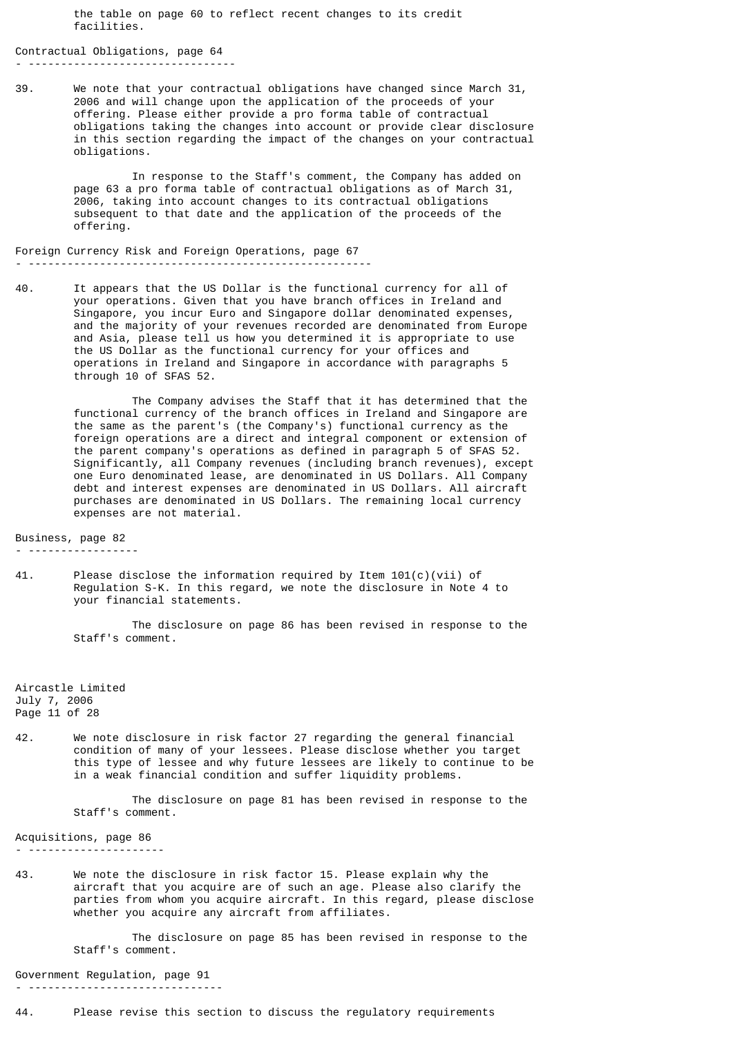the table on page 60 to reflect recent changes to its credit facilities.

## Contractual Obligations, page 64

39. We note that your contractual obligations have changed since March 31, 2006 and will change upon the application of the proceeds of your offering. Please either provide a pro forma table of contractual obligations taking the changes into account or provide clear disclosure in this section regarding the impact of the changes on your contractual obligations.

    In response to the Staff's comment, the Company has added on page 63 a pro forma table of contractual obligations as of March 31, 2006, taking into account changes to its contractual obligations subsequent to that date and the application of the proceeds of the offering.

## Foreign Currency Risk and Foreign Operations, page 67

40. It appears that the US Dollar is the functional currency for all of your operations. Given that you have branch offices in Ireland and Singapore, you incur Euro and Singapore dollar denominated expenses, and the majority of your revenues recorded are denominated from Europe and Asia, please tell us how you determined it is appropriate to use the US Dollar as the functional currency for your offices and operations in Ireland and Singapore in accordance with paragraphs 5 through 10 of SFAS 52.

    The Company advises the Staff that it has determined that the functional currency of the branch offices in Ireland and Singapore are the same as the parent's (the Company's) functional currency as the foreign operations are a direct and integral component or extension of the parent company's operations as defined in paragraph 5 of SFAS 52. Significantly, all Company revenues (including branch revenues), except one Euro denominated lease, are denominated in US Dollars. All Company debt and interest expenses are denominated in US Dollars. All aircraft purchases are denominated in US Dollars. The remaining local currency expenses are not material.

## Business, page 82

41. Please disclose the information required by Item 101(c)(vii) of Regulation S-K. In this regard, we note the disclosure in Note 4 to your financial statements.

    The disclosure on page 86 has been revised in response to the Staff's comment.

42. We note disclosure in risk factor 27 regarding the general financial condition of many of your lessees. Please disclose whether you target this type of lessee and why future lessees are likely to continue to be in a weak financial condition and suffer liquidity problems.

    The disclosure on page 81 has been revised in response to the Staff's comment.

## Acquisitions, page 86

43. We note the disclosure in risk factor 15. Please explain why the aircraft that you acquire are of such an age. Please also clarify the parties from whom you acquire aircraft. In this regard, please disclose whether you acquire any aircraft from affiliates.

    The disclosure on page 85 has been revised in response to the Staff's comment.

## Government Regulation, page 91

44. Please revise this section to discuss the regulatory requirements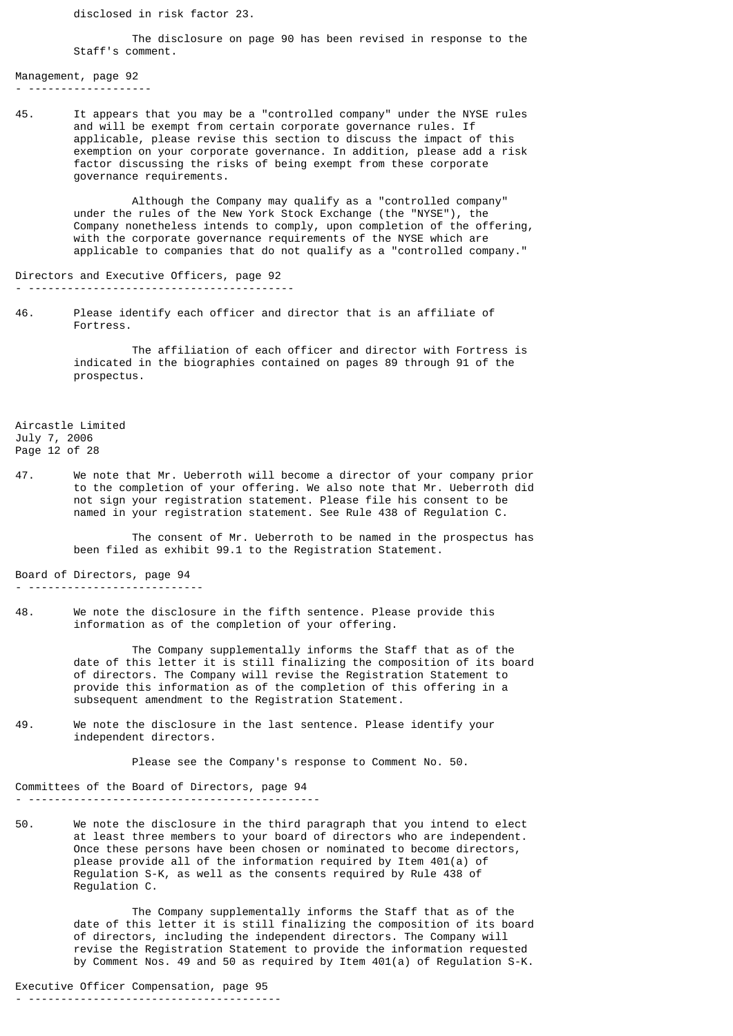disclosed in risk factor 23.

The disclosure on page 90 has been revised in response to the Staff's comment.

Management, page 92

45. It appears that you may be a "controlled company" under the NYSE rules and will be exempt from certain corporate governance rules. If applicable, please revise this section to discuss the impact of this exemption on your corporate governance. In addition, please add a risk factor discussing the risks of being exempt from these corporate governance requirements.

Although the Company may qualify as a "controlled company" under the rules of the New York Stock Exchange (the "NYSE"), the Company nonetheless intends to comply, upon completion of the offering, with the corporate governance requirements of the NYSE which are applicable to companies that do not qualify as a "controlled company."

Directors and Executive Officers, page 92

46. Please identify each officer and director that is an affiliate of Fortress.

The affiliation of each officer and director with Fortress is indicated in the biographies contained on pages 89 through 91 of the prospectus.

Aircastle Limited
July 7, 2006

47. We note that Mr. Ueberroth will become a director of your company prior to the completion of your offering. We also note that Mr. Ueberroth did not sign your registration statement. Please file his consent to be named in your registration statement. See Rule 438 of Regulation C.

The consent of Mr. Ueberroth to be named in the prospectus has been filed as exhibit 99.1 to the Registration Statement.

Board of Directors, page 94

48. We note the disclosure in the fifth sentence. Please provide this information as of the completion of your offering.

The Company supplementally informs the Staff that as of the date of this letter it is still finalizing the composition of its board of directors. The Company will revise the Registration Statement to provide this information as of the completion of this offering in a subsequent amendment to the Registration Statement.

49. We note the disclosure in the last sentence. Please identify your independent directors.

Please see the Company's response to Comment No. 50.

Committees of the Board of Directors, page 94

50. We note the disclosure in the third paragraph that you intend to elect at least three members to your board of directors who are independent. Once these persons have been chosen or nominated to become directors, please provide all of the information required by Item 401(a) of Regulation S-K, as well as the consents required by Rule 438 of Regulation C.

The Company supplementally informs the Staff that as of the date of this letter it is still finalizing the composition of its board of directors, including the independent directors. The Company will revise the Registration Statement to provide the information requested by Comment Nos. 49 and 50 as required by Item 401(a) of Regulation S-K.

Executive Officer Compensation, page 95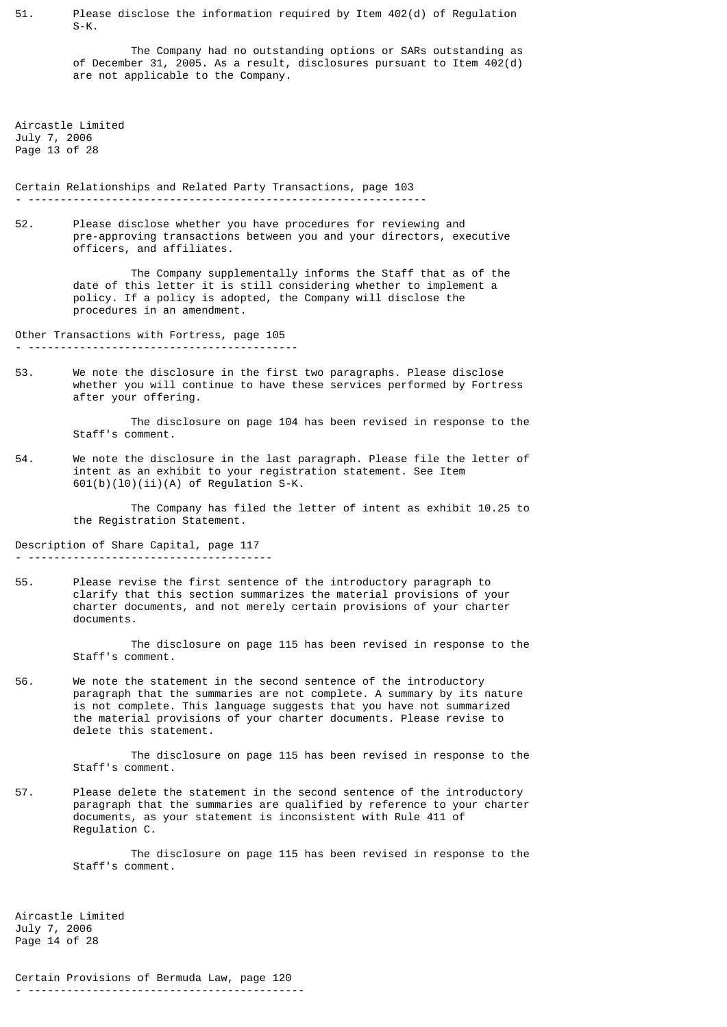51. Please disclose the information required by Item 402(d) of Regulation S-K.

The Company had no outstanding options or SARs outstanding as of December 31, 2005. As a result, disclosures pursuant to Item 402(d) are not applicable to the Company.

## Certain Relationships and Related Party Transactions, page 103

52. Please disclose whether you have procedures for reviewing and pre-approving transactions between you and your directors, executive officers, and affiliates.

The Company supplementally informs the Staff that as of the date of this letter it is still considering whether to implement a policy. If a policy is adopted, the Company will disclose the procedures in an amendment.

## Other Transactions with Fortress, page 105

53. We note the disclosure in the first two paragraphs. Please disclose whether you will continue to have these services performed by Fortress after your offering.

The disclosure on page 104 has been revised in response to the Staff's comment.

54. We note the disclosure in the last paragraph. Please file the letter of intent as an exhibit to your registration statement. See Item 601(b)(10)(ii)(A) of Regulation S-K.

The Company has filed the letter of intent as exhibit 10.25 to the Registration Statement.

## Description of Share Capital, page 117

55. Please revise the first sentence of the introductory paragraph to clarify that this section summarizes the material provisions of your charter documents, and not merely certain provisions of your charter documents.

The disclosure on page 115 has been revised in response to the Staff's comment.

56. We note the statement in the second sentence of the introductory paragraph that the summaries are not complete. A summary by its nature is not complete. This language suggests that you have not summarized the material provisions of your charter documents. Please revise to delete this statement.

The disclosure on page 115 has been revised in response to the Staff's comment.

57. Please delete the statement in the second sentence of the introductory paragraph that the summaries are qualified by reference to your charter documents, as your statement is inconsistent with Rule 411 of Regulation C.

The disclosure on page 115 has been revised in response to the Staff's comment.

## Certain Provisions of Bermuda Law, page 120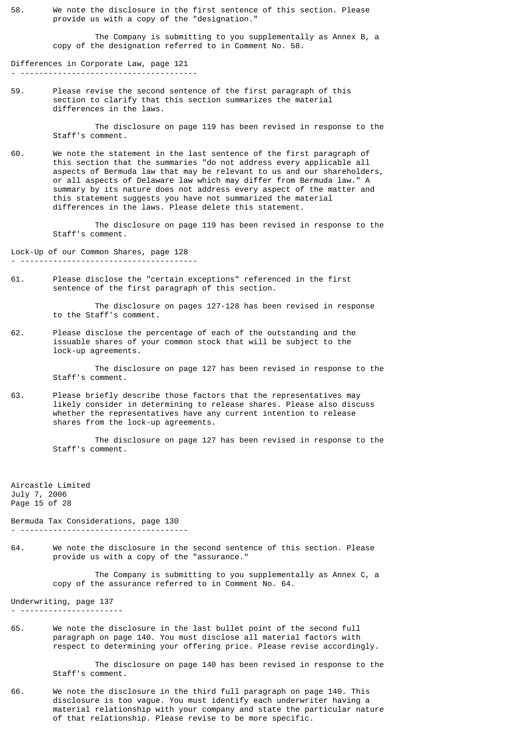58. We note the disclosure in the first sentence of this section. Please provide us with a copy of the "designation."

The Company is submitting to you supplementally as Annex B, a copy of the designation referred to in Comment No. 58.

Differences in Corporate Law, page 121

59. Please revise the second sentence of the first paragraph of this section to clarify that this section summarizes the material differences in the laws.

The disclosure on page 119 has been revised in response to the Staff's comment.

60. We note the statement in the last sentence of the first paragraph of this section that the summaries "do not address every applicable all aspects of Bermuda law that may be relevant to us and our shareholders, or all aspects of Delaware law which may differ from Bermuda law." A summary by its nature does not address every aspect of the matter and this statement suggests you have not summarized the material differences in the laws. Please delete this statement.

The disclosure on page 119 has been revised in response to the Staff's comment.

Lock-Up of our Common Shares, page 128

61. Please disclose the "certain exceptions" referenced in the first sentence of the first paragraph of this section.

The disclosure on pages 127-128 has been revised in response to the Staff's comment.

62. Please disclose the percentage of each of the outstanding and the issuable shares of your common stock that will be subject to the lock-up agreements.

The disclosure on page 127 has been revised in response to the Staff's comment.

63. Please briefly describe those factors that the representatives may likely consider in determining to release shares. Please also discuss whether the representatives have any current intention to release shares from the lock-up agreements.

The disclosure on page 127 has been revised in response to the Staff's comment.

Aircastle Limited
July 7, 2006

Bermuda Tax Considerations, page 130

64. We note the disclosure in the second sentence of this section. Please provide us with a copy of the "assurance."

The Company is submitting to you supplementally as Annex C, a copy of the assurance referred to in Comment No. 64.

Underwriting, page 137

65. We note the disclosure in the last bullet point of the second full paragraph on page 140. You must disclose all material factors with respect to determining your offering price. Please revise accordingly.

The disclosure on page 140 has been revised in response to the Staff's comment.

66. We note the disclosure in the third full paragraph on page 140. This disclosure is too vague. You must identify each underwriter having a material relationship with your company and state the particular nature of that relationship. Please revise to be more specific.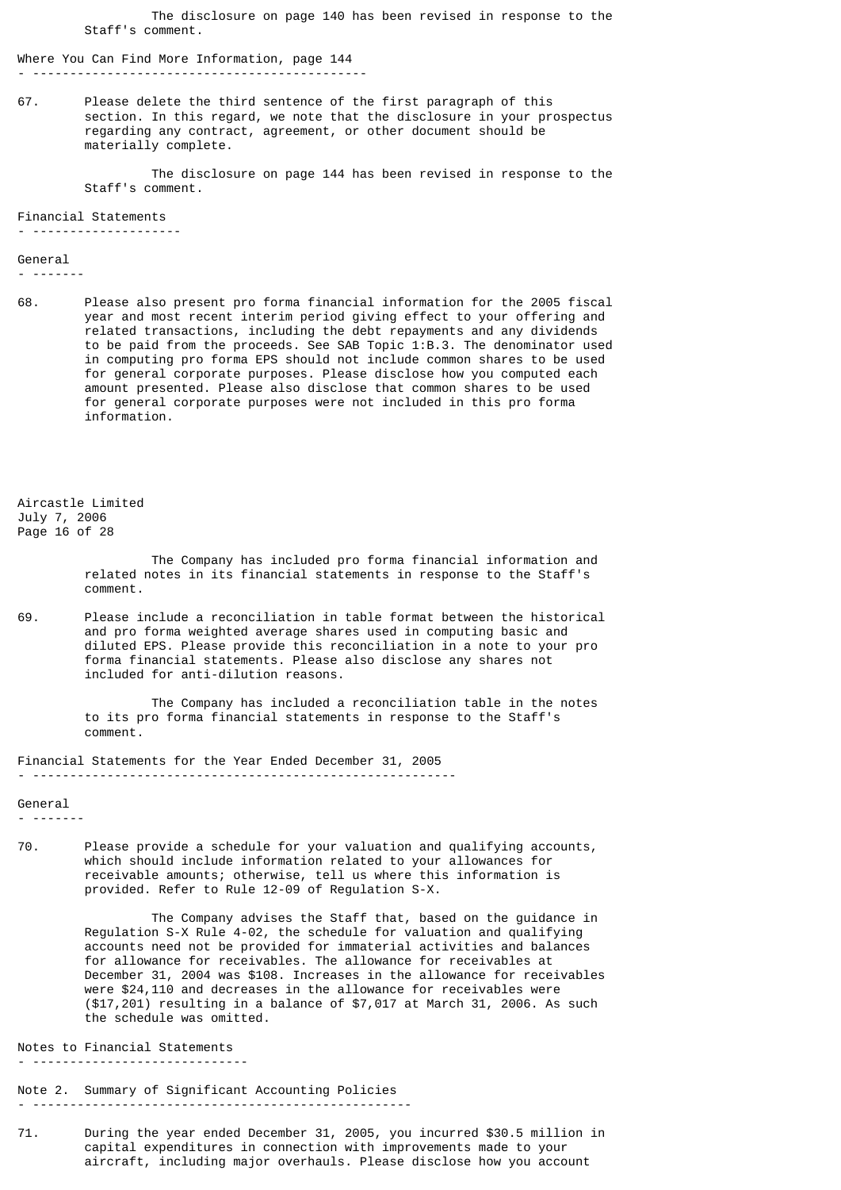The disclosure on page 140 has been revised in response to the Staff's comment.

Where You Can Find More Information, page 144

67. Please delete the third sentence of the first paragraph of this section. In this regard, we note that the disclosure in your prospectus regarding any contract, agreement, or other document should be materially complete.

The disclosure on page 144 has been revised in response to the Staff's comment.

Financial Statements

General

68. Please also present pro forma financial information for the 2005 fiscal year and most recent interim period giving effect to your offering and related transactions, including the debt repayments and any dividends to be paid from the proceeds. See SAB Topic 1:B.3. The denominator used in computing pro forma EPS should not include common shares to be used for general corporate purposes. Please disclose how you computed each amount presented. Please also disclose that common shares to be used for general corporate purposes were not included in this pro forma information.

The Company has included pro forma financial information and related notes in its financial statements in response to the Staff's comment.

69. Please include a reconciliation in table format between the historical and pro forma weighted average shares used in computing basic and diluted EPS. Please provide this reconciliation in a note to your pro forma financial statements. Please also disclose any shares not included for anti-dilution reasons.

The Company has included a reconciliation table in the notes to its pro forma financial statements in response to the Staff's comment.

Financial Statements for the Year Ended December 31, 2005

General

70. Please provide a schedule for your valuation and qualifying accounts, which should include information related to your allowances for receivable amounts; otherwise, tell us where this information is provided. Refer to Rule 12-09 of Regulation S-X.

The Company advises the Staff that, based on the guidance in Regulation S-X Rule 4-02, the schedule for valuation and qualifying accounts need not be provided for immaterial activities and balances for allowance for receivables. The allowance for receivables at December 31, 2004 was $108. Increases in the allowance for receivables were $24,110 and decreases in the allowance for receivables were ($17,201) resulting in a balance of $7,017 at March 31, 2006. As such the schedule was omitted.

Notes to Financial Statements

Note 2. Summary of Significant Accounting Policies

71. During the year ended December 31, 2005, you incurred $30.5 million in capital expenditures in connection with improvements made to your aircraft, including major overhauls. Please disclose how you account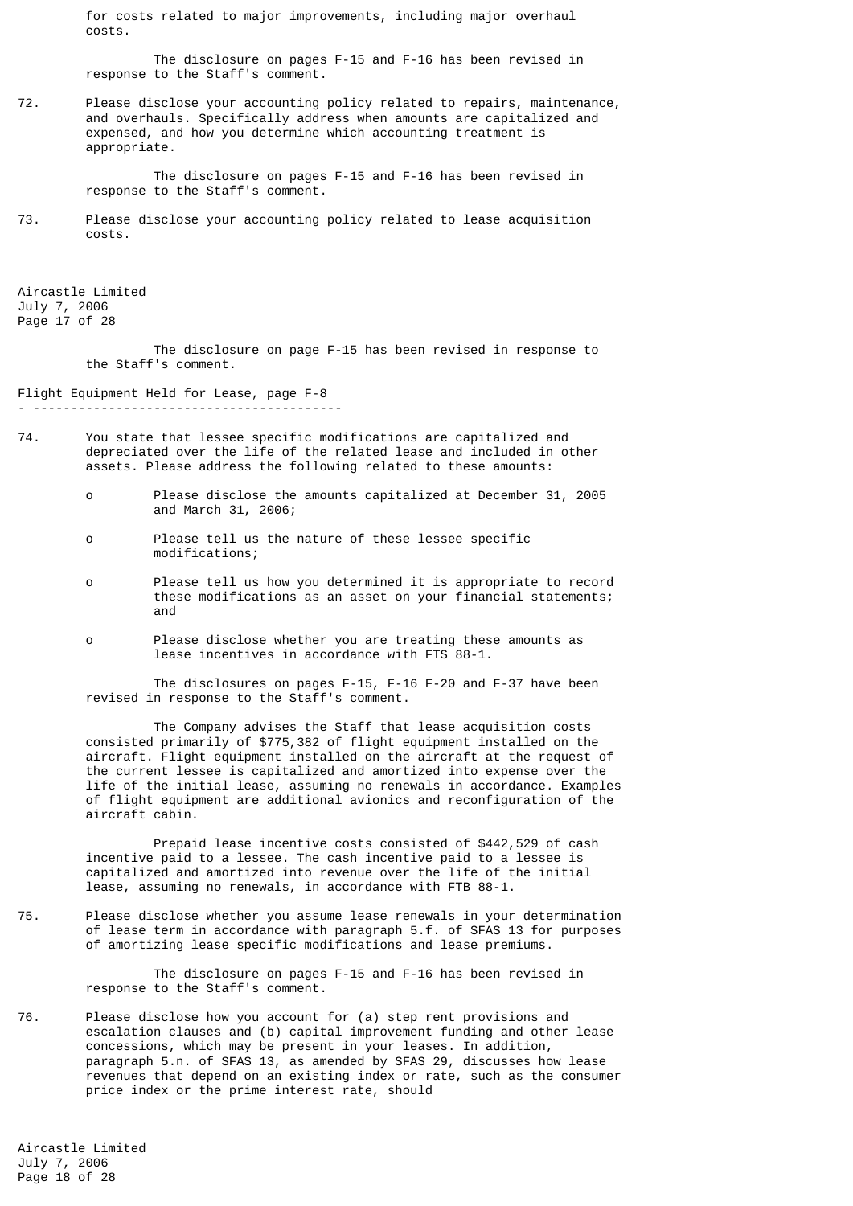for costs related to major improvements, including major overhaul costs.

The disclosure on pages F-15 and F-16 has been revised in response to the Staff's comment.

72. Please disclose your accounting policy related to repairs, maintenance, and overhauls. Specifically address when amounts are capitalized and expensed, and how you determine which accounting treatment is appropriate.

The disclosure on pages F-15 and F-16 has been revised in response to the Staff's comment.

73. Please disclose your accounting policy related to lease acquisition costs.

The disclosure on page F-15 has been revised in response to the Staff's comment.

## Flight Equipment Held for Lease, page F-8

74. You state that lessee specific modifications are capitalized and depreciated over the life of the related lease and included in other assets. Please address the following related to these amounts:

   - Please disclose the amounts capitalized at December 31, 2005 and March 31, 2006;
   - Please tell us the nature of these lessee specific modifications;
   - Please tell us how you determined it is appropriate to record these modifications as an asset on your financial statements; and
   - Please disclose whether you are treating these amounts as lease incentives in accordance with FTS 88-1.

The disclosures on pages F-15, F-16 F-20 and F-37 have been revised in response to the Staff's comment.

The Company advises the Staff that lease acquisition costs consisted primarily of $775,382 of flight equipment installed on the aircraft. Flight equipment installed on the aircraft at the request of the current lessee is capitalized and amortized into expense over the life of the initial lease, assuming no renewals in accordance. Examples of flight equipment are additional avionics and reconfiguration of the aircraft cabin.

Prepaid lease incentive costs consisted of $442,529 of cash incentive paid to a lessee. The cash incentive paid to a lessee is capitalized and amortized into revenue over the life of the initial lease, assuming no renewals, in accordance with FTB 88-1.

75. Please disclose whether you assume lease renewals in your determination of lease term in accordance with paragraph 5.f. of SFAS 13 for purposes of amortizing lease specific modifications and lease premiums.

The disclosure on pages F-15 and F-16 has been revised in response to the Staff's comment.

76. Please disclose how you account for (a) step rent provisions and escalation clauses and (b) capital improvement funding and other lease concessions, which may be present in your leases. In addition, paragraph 5.n. of SFAS 13, as amended by SFAS 29, discusses how lease revenues that depend on an existing index or rate, such as the consumer price index or the prime interest rate, should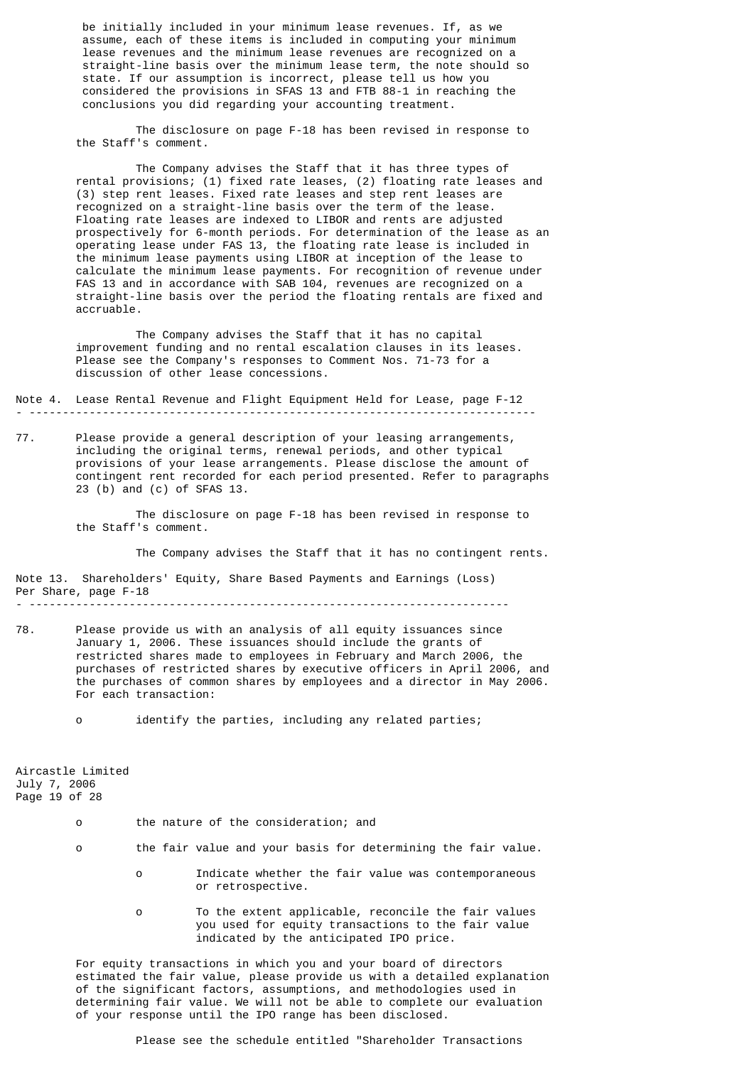be initially included in your minimum lease revenues. If, as we assume, each of these items is included in computing your minimum lease revenues and the minimum lease revenues are recognized on a straight-line basis over the minimum lease term, the note should so state. If our assumption is incorrect, please tell us how you considered the provisions in SFAS 13 and FTB 88-1 in reaching the conclusions you did regarding your accounting treatment.

The disclosure on page F-18 has been revised in response to the Staff's comment.

The Company advises the Staff that it has three types of rental provisions; (1) fixed rate leases, (2) floating rate leases and (3) step rent leases. Fixed rate leases and step rent leases are recognized on a straight-line basis over the term of the lease. Floating rate leases are indexed to LIBOR and rents are adjusted prospectively for 6-month periods. For determination of the lease as an operating lease under FAS 13, the floating rate lease is included in the minimum lease payments using LIBOR at inception of the lease to calculate the minimum lease payments. For recognition of revenue under FAS 13 and in accordance with SAB 104, revenues are recognized on a straight-line basis over the period the floating rentals are fixed and accruable.

The Company advises the Staff that it has no capital improvement funding and no rental escalation clauses in its leases. Please see the Company's responses to Comment Nos. 71-73 for a discussion of other lease concessions.

## Note 4. Lease Rental Revenue and Flight Equipment Held for Lease, page F-12

77. Please provide a general description of your leasing arrangements, including the original terms, renewal periods, and other typical provisions of your lease arrangements. Please disclose the amount of contingent rent recorded for each period presented. Refer to paragraphs 23 (b) and (c) of SFAS 13.

    The disclosure on page F-18 has been revised in response to the Staff's comment.

    The Company advises the Staff that it has no contingent rents.

## Note 13. Shareholders' Equity, Share Based Payments and Earnings (Loss) Per Share, page F-18

78. Please provide us with an analysis of all equity issuances since January 1, 2006. These issuances should include the grants of restricted shares made to employees in February and March 2006, the purchases of restricted shares by executive officers in April 2006, and the purchases of common shares by employees and a director in May 2006. For each transaction:

    - identify the parties, including any related parties;
    - the nature of the consideration; and
    - the fair value and your basis for determining the fair value.
      - Indicate whether the fair value was contemporaneous or retrospective.
      - To the extent applicable, reconcile the fair values you used for equity transactions to the fair value indicated by the anticipated IPO price.

    For equity transactions in which you and your board of directors estimated the fair value, please provide us with a detailed explanation of the significant factors, assumptions, and methodologies used in determining fair value. We will not be able to complete our evaluation of your response until the IPO range has been disclosed.

    Please see the schedule entitled "Shareholder Transactions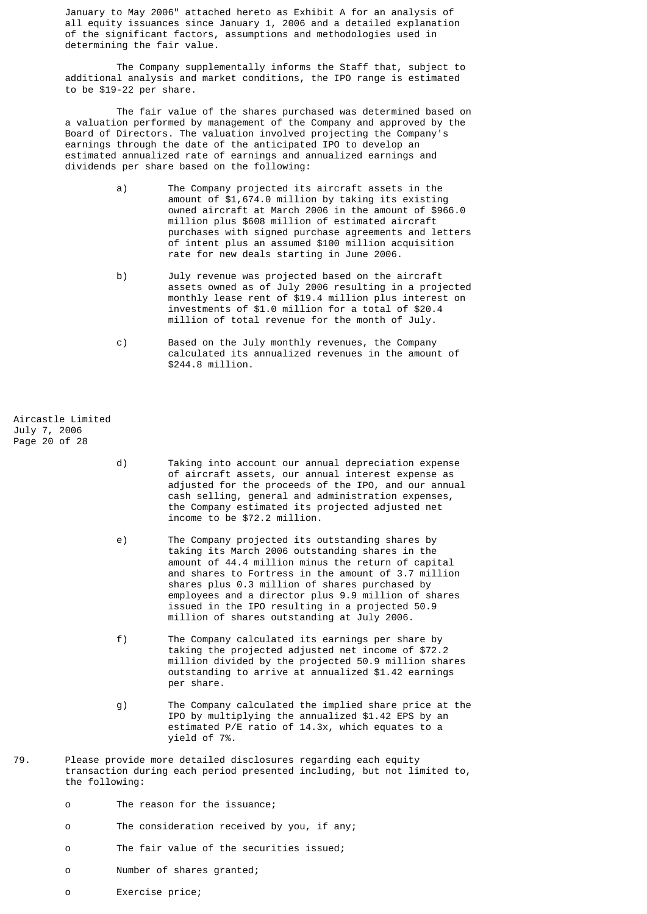January to May 2006" attached hereto as Exhibit A for an analysis of all equity issuances since January 1, 2006 and a detailed explanation of the significant factors, assumptions and methodologies used in determining the fair value.

The Company supplementally informs the Staff that, subject to additional analysis and market conditions, the IPO range is estimated to be $19-22 per share.

The fair value of the shares purchased was determined based on a valuation performed by management of the Company and approved by the Board of Directors. The valuation involved projecting the Company's earnings through the date of the anticipated IPO to develop an estimated annualized rate of earnings and annualized earnings and dividends per share based on the following:

a) The Company projected its aircraft assets in the amount of $1,674.0 million by taking its existing owned aircraft at March 2006 in the amount of $966.0 million plus $608 million of estimated aircraft purchases with signed purchase agreements and letters of intent plus an assumed $100 million acquisition rate for new deals starting in June 2006.

b) July revenue was projected based on the aircraft assets owned as of July 2006 resulting in a projected monthly lease rent of $19.4 million plus interest on investments of $1.0 million for a total of $20.4 million of total revenue for the month of July.

c) Based on the July monthly revenues, the Company calculated its annualized revenues in the amount of $244.8 million.

d) Taking into account our annual depreciation expense of aircraft assets, our annual interest expense as adjusted for the proceeds of the IPO, and our annual cash selling, general and administration expenses, the Company estimated its projected adjusted net income to be $72.2 million.

e) The Company projected its outstanding shares by taking its March 2006 outstanding shares in the amount of 44.4 million minus the return of capital and shares to Fortress in the amount of 3.7 million shares plus 0.3 million of shares purchased by employees and a director plus 9.9 million of shares issued in the IPO resulting in a projected 50.9 million of shares outstanding at July 2006.

f) The Company calculated its earnings per share by taking the projected adjusted net income of $72.2 million divided by the projected 50.9 million shares outstanding to arrive at annualized $1.42 earnings per share.

g) The Company calculated the implied share price at the IPO by multiplying the annualized $1.42 EPS by an estimated P/E ratio of 14.3x, which equates to a yield of 7%.

79. Please provide more detailed disclosures regarding each equity transaction during each period presented including, but not limited to, the following:

- The reason for the issuance;
- The consideration received by you, if any;
- The fair value of the securities issued;
- Number of shares granted;
- Exercise price;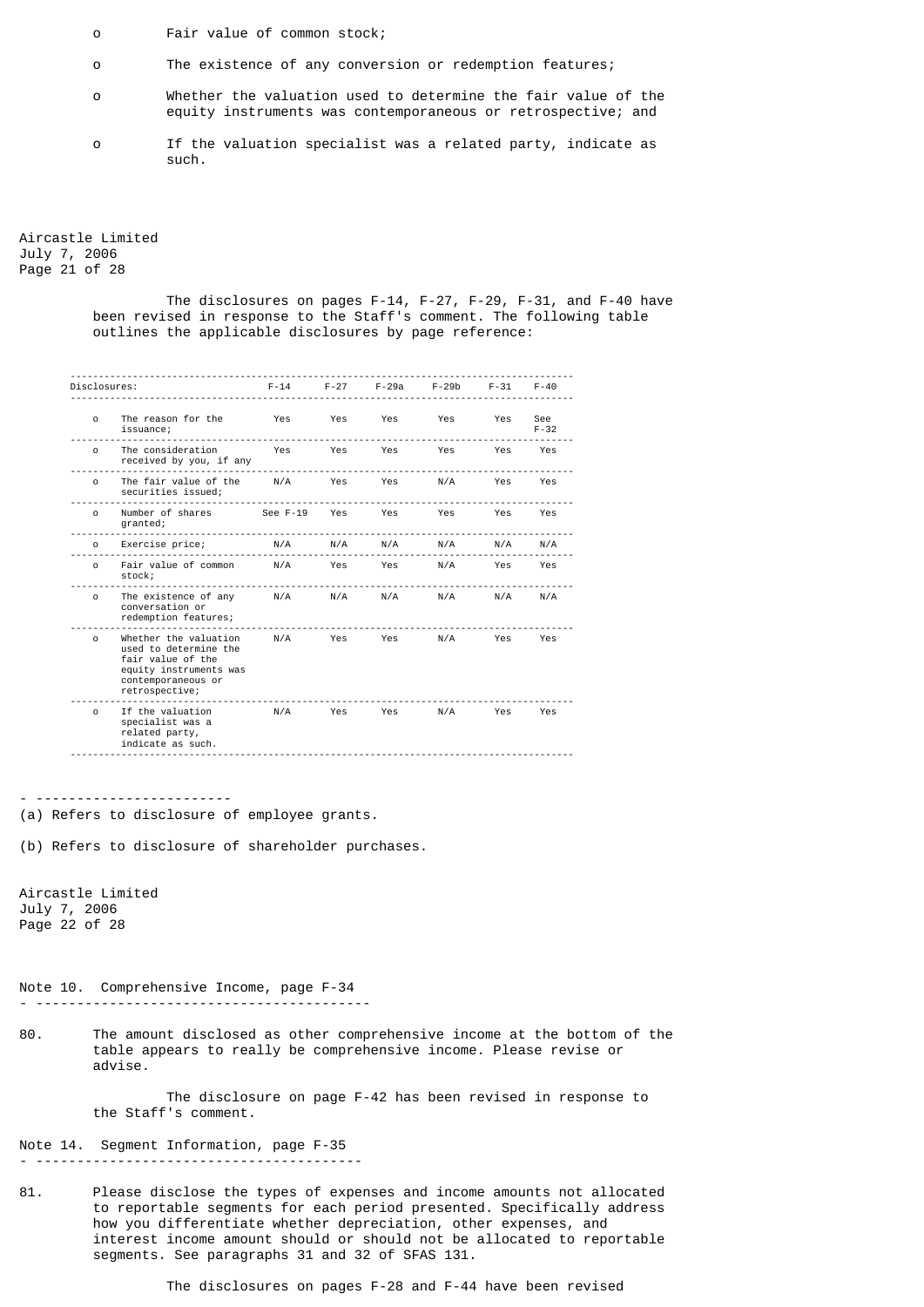- Fair value of common stock;
- The existence of any conversion or redemption features;
- Whether the valuation used to determine the fair value of the equity instruments was contemporaneous or retrospective; and
- If the valuation specialist was a related party, indicate as such.

Aircastle Limited
July 7, 2006

The disclosures on pages F-14, F-27, F-29, F-31, and F-40 have been revised in response to the Staff's comment. The following table outlines the applicable disclosures by page reference:

| Disclosures: | F-14 | F-27 | F-29a | F-29b | F-31 | F-40 |
|---|---|---|---|---|---|---|
| o The reason for the issuance; | Yes | Yes | Yes | Yes | Yes | See F-32 |
| o The consideration received by you, if any | Yes | Yes | Yes | Yes | Yes | Yes |
| o The fair value of the securities issued; | N/A | Yes | Yes | N/A | Yes | Yes |
| o Number of shares granted; | See F-19 | Yes | Yes | Yes | Yes | Yes |
| o Exercise price; | N/A | N/A | N/A | N/A | N/A | N/A |
| o Fair value of common stock; | N/A | Yes | Yes | N/A | Yes | Yes |
| o The existence of any conversation or redemption features; | N/A | N/A | N/A | N/A | N/A | N/A |
| o Whether the valuation used to determine the fair value of the equity instruments was contemporaneous or retrospective; | N/A | Yes | Yes | N/A | Yes | Yes |
| o If the valuation specialist was a related party, indicate as such. | N/A | Yes | Yes | N/A | Yes | Yes |

(a) Refers to disclosure of employee grants.

(b) Refers to disclosure of shareholder purchases.

Aircastle Limited
July 7, 2006

Note 10. Comprehensive Income, page F-34

80. The amount disclosed as other comprehensive income at the bottom of the table appears to really be comprehensive income. Please revise or advise.

The disclosure on page F-42 has been revised in response to the Staff's comment.

Note 14. Segment Information, page F-35

81. Please disclose the types of expenses and income amounts not allocated to reportable segments for each period presented. Specifically address how you differentiate whether depreciation, other expenses, and interest income amount should or should not be allocated to reportable segments. See paragraphs 31 and 32 of SFAS 131.

The disclosures on pages F-28 and F-44 have been revised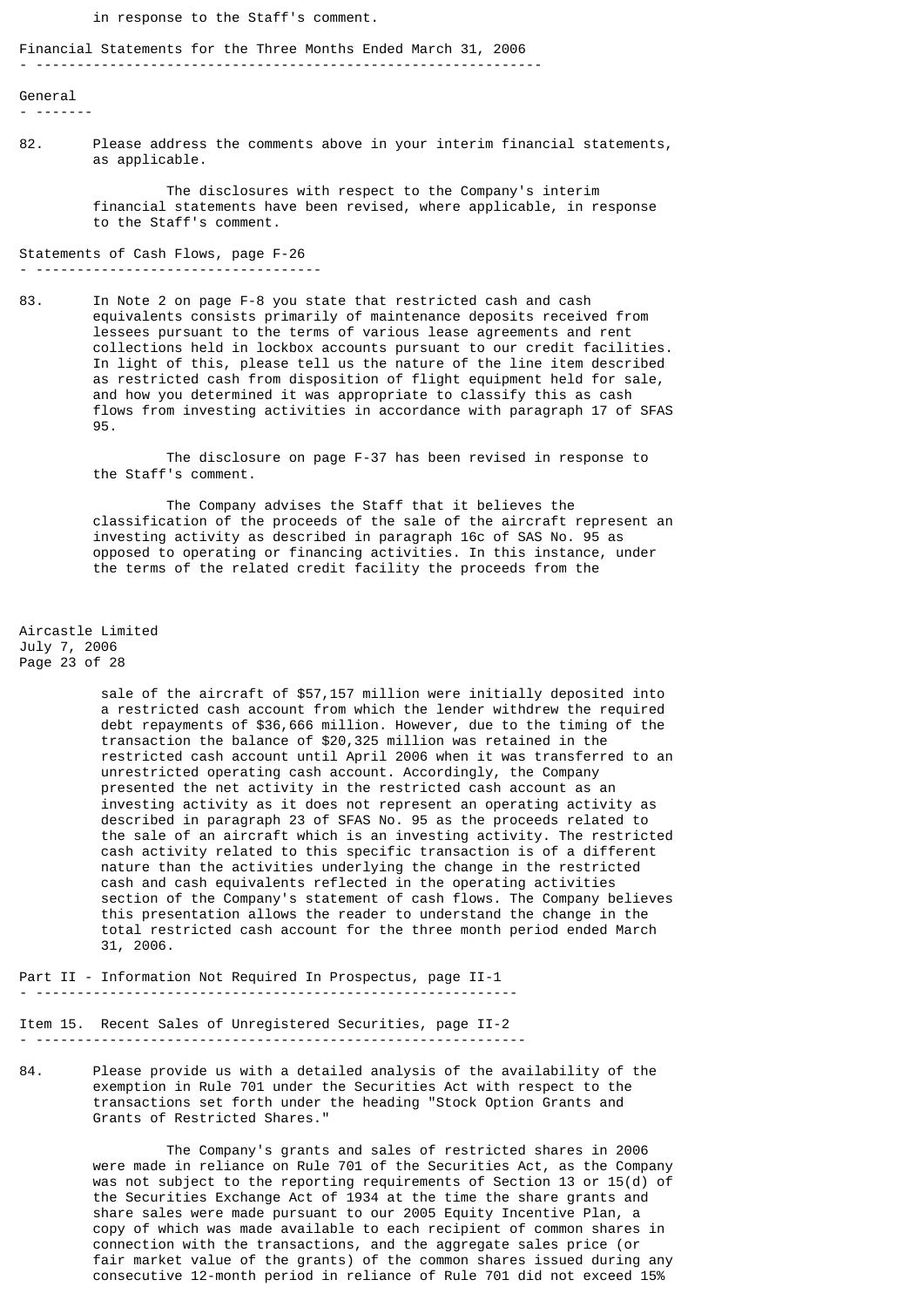in response to the Staff's comment.

## Financial Statements for the Three Months Ended March 31, 2006

### General

82. Please address the comments above in your interim financial statements, as applicable.

    The disclosures with respect to the Company's interim financial statements have been revised, where applicable, in response to the Staff's comment.

### Statements of Cash Flows, page F-26

83. In Note 2 on page F-8 you state that restricted cash and cash equivalents consists primarily of maintenance deposits received from lessees pursuant to the terms of various lease agreements and rent collections held in lockbox accounts pursuant to our credit facilities. In light of this, please tell us the nature of the line item described as restricted cash from disposition of flight equipment held for sale, and how you determined it was appropriate to classify this as cash flows from investing activities in accordance with paragraph 17 of SFAS 95.

    The disclosure on page F-37 has been revised in response to the Staff's comment.

    The Company advises the Staff that it believes the classification of the proceeds of the sale of the aircraft represent an investing activity as described in paragraph 16c of SAS No. 95 as opposed to operating or financing activities. In this instance, under the terms of the related credit facility the proceeds from the sale of the aircraft of $57,157 million were initially deposited into a restricted cash account from which the lender withdrew the required debt repayments of $36,666 million. However, due to the timing of the transaction the balance of $20,325 million was retained in the restricted cash account until April 2006 when it was transferred to an unrestricted operating cash account. Accordingly, the Company presented the net activity in the restricted cash account as an investing activity as it does not represent an operating activity as described in paragraph 23 of SFAS No. 95 as the proceeds related to the sale of an aircraft which is an investing activity. The restricted cash activity related to this specific transaction is of a different nature than the activities underlying the change in the restricted cash and cash equivalents reflected in the operating activities section of the Company's statement of cash flows. The Company believes this presentation allows the reader to understand the change in the total restricted cash account for the three month period ended March 31, 2006.

## Part II - Information Not Required In Prospectus, page II-1

### Item 15. Recent Sales of Unregistered Securities, page II-2

84. Please provide us with a detailed analysis of the availability of the exemption in Rule 701 under the Securities Act with respect to the transactions set forth under the heading "Stock Option Grants and Grants of Restricted Shares."

    The Company's grants and sales of restricted shares in 2006 were made in reliance on Rule 701 of the Securities Act, as the Company was not subject to the reporting requirements of Section 13 or 15(d) of the Securities Exchange Act of 1934 at the time the share grants and share sales were made pursuant to our 2005 Equity Incentive Plan, a copy of which was made available to each recipient of common shares in connection with the transactions, and the aggregate sales price (or fair market value of the grants) of the common shares issued during any consecutive 12-month period in reliance of Rule 701 did not exceed 15%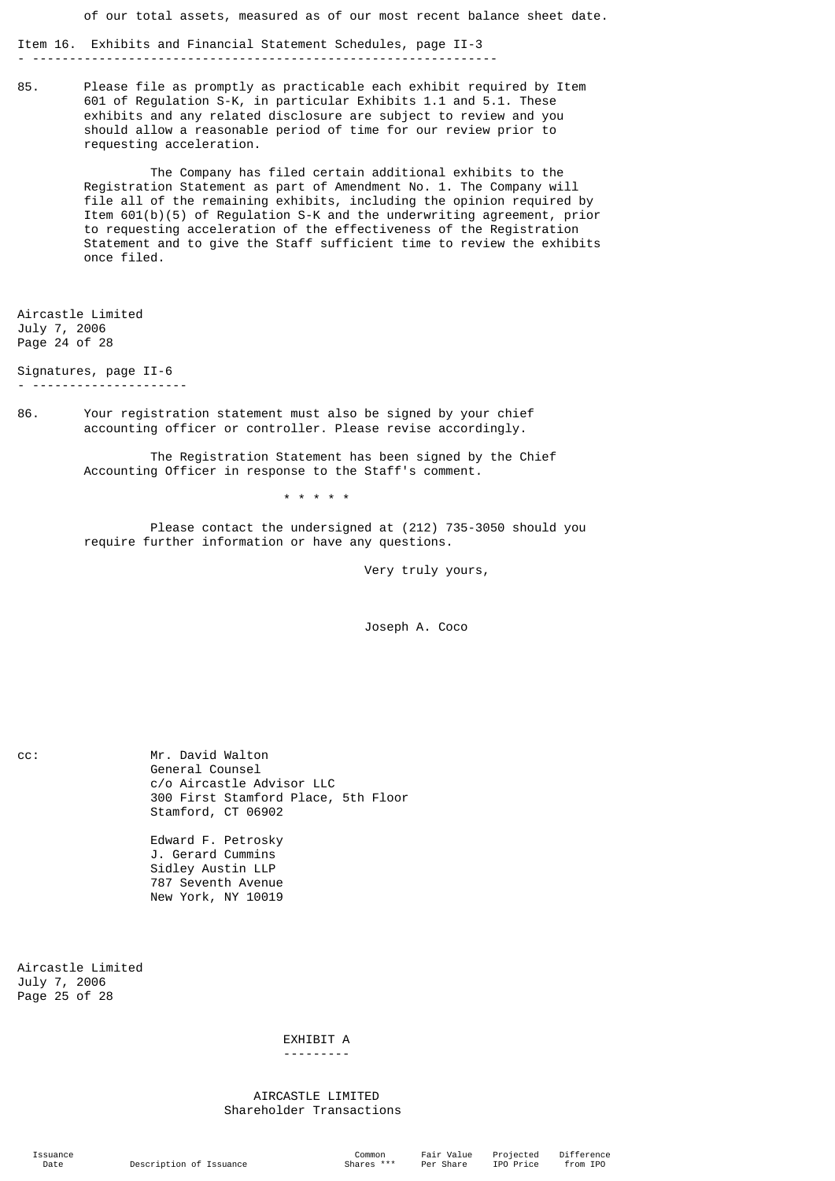of our total assets, measured as of our most recent balance sheet date.

Item 16. Exhibits and Financial Statement Schedules, page II-3

85. Please file as promptly as practicable each exhibit required by Item 601 of Regulation S-K, in particular Exhibits 1.1 and 5.1. These exhibits and any related disclosure are subject to review and you should allow a reasonable period of time for our review prior to requesting acceleration.

    The Company has filed certain additional exhibits to the Registration Statement as part of Amendment No. 1. The Company will file all of the remaining exhibits, including the opinion required by Item 601(b)(5) of Regulation S-K and the underwriting agreement, prior to requesting acceleration of the effectiveness of the Registration Statement and to give the Staff sufficient time to review the exhibits once filed.

Signatures, page II-6

86. Your registration statement must also be signed by your chief accounting officer or controller. Please revise accordingly.

    The Registration Statement has been signed by the Chief Accounting Officer in response to the Staff's comment.

\* \* \* \* \*

Please contact the undersigned at (212) 735-3050 should you require further information or have any questions.

Very truly yours,

Joseph A. Coco

cc: Mr. David Walton
General Counsel
c/o Aircastle Advisor LLC
300 First Stamford Place, 5th Floor
Stamford, CT 06902

Edward F. Petrosky
J. Gerard Cummins
Sidley Austin LLP
787 Seventh Avenue
New York, NY 10019

EXHIBIT A

AIRCASTLE LIMITED
Shareholder Transactions

| Issuance Date | Description of Issuance | Common Shares *** | Fair Value Per Share | Projected IPO Price | Difference from IPO |
|---|---|---|---|---|---|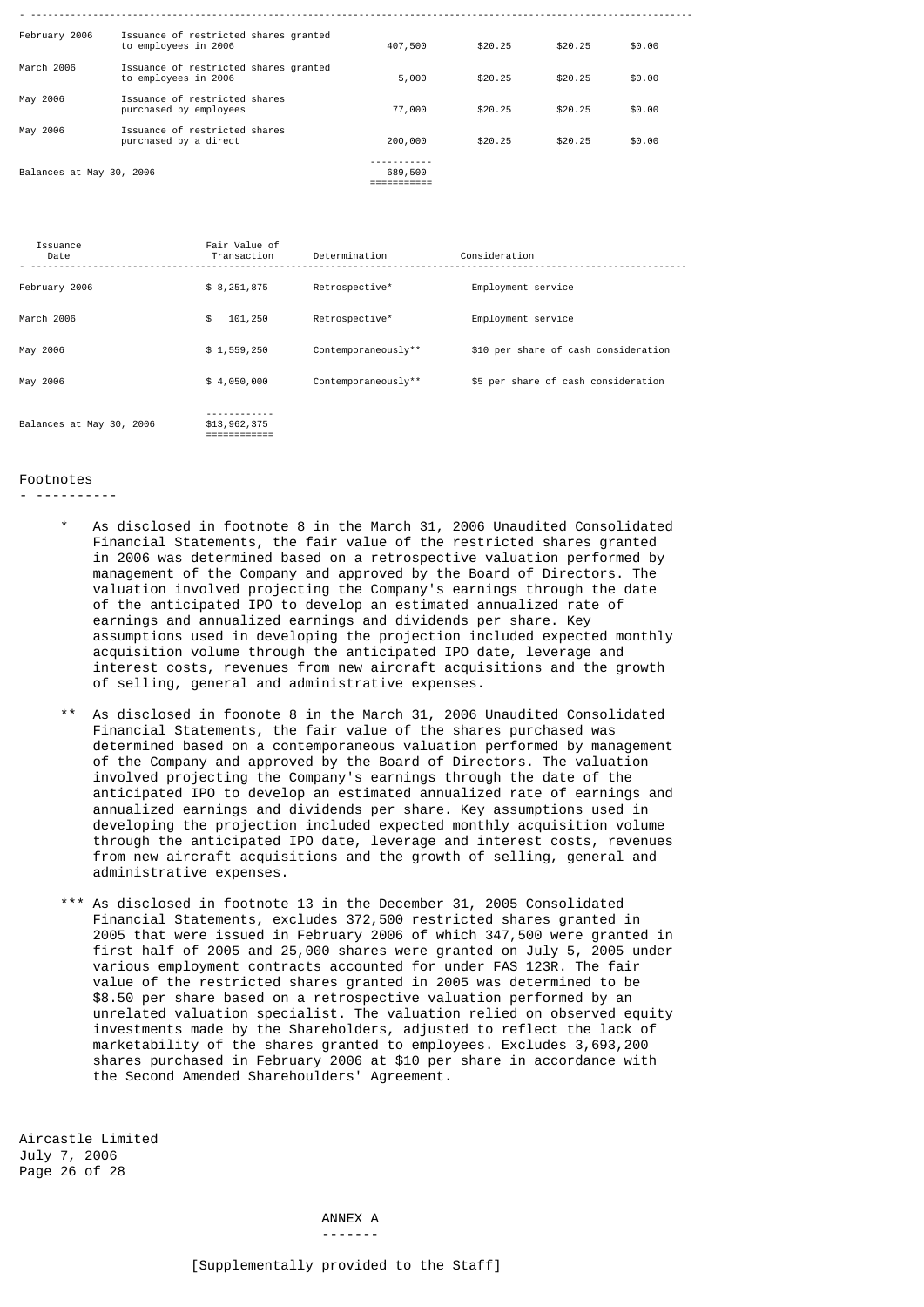| | | | | | |
|---|---|---|---|---|---|
| February 2006 | Issuance of restricted shares granted to employees in 2006 | 407,500 | $20.25 | $20.25 | $0.00 |
| March 2006 | Issuance of restricted shares granted to employees in 2006 | 5,000 | $20.25 | $20.25 | $0.00 |
| May 2006 | Issuance of restricted shares purchased by employees | 77,000 | $20.25 | $20.25 | $0.00 |
| May 2006 | Issuance of restricted shares purchased by a direct | 200,000 | $20.25 | $20.25 | $0.00 |
| Balances at May 30, 2006 | | 689,500 | | | |

| Issuance Date | Fair Value of Transaction | Determination | Consideration |
|---|---|---|---|
| February 2006 | $ 8,251,875 | Retrospective* | Employment service |
| March 2006 | $ 101,250 | Retrospective* | Employment service |
| May 2006 | $ 1,559,250 | Contemporaneously** | $10 per share of cash consideration |
| May 2006 | $ 4,050,000 | Contemporaneously** | $5 per share of cash consideration |
| Balances at May 30, 2006 | $13,962,375 | | |

Footnotes

\* As disclosed in footnote 8 in the March 31, 2006 Unaudited Consolidated Financial Statements, the fair value of the restricted shares granted in 2006 was determined based on a retrospective valuation performed by management of the Company and approved by the Board of Directors. The valuation involved projecting the Company's earnings through the date of the anticipated IPO to develop an estimated annualized rate of earnings and annualized earnings and dividends per share. Key assumptions used in developing the projection included expected monthly acquisition volume through the anticipated IPO date, leverage and interest costs, revenues from new aircraft acquisitions and the growth of selling, general and administrative expenses.

\*\* As disclosed in foonote 8 in the March 31, 2006 Unaudited Consolidated Financial Statements, the fair value of the shares purchased was determined based on a contemporaneous valuation performed by management of the Company and approved by the Board of Directors. The valuation involved projecting the Company's earnings through the date of the anticipated IPO to develop an estimated annualized rate of earnings and annualized earnings and dividends per share. Key assumptions used in developing the projection included expected monthly acquisition volume through the anticipated IPO date, leverage and interest costs, revenues from new aircraft acquisitions and the growth of selling, general and administrative expenses.

\*\*\* As disclosed in footnote 13 in the December 31, 2005 Consolidated Financial Statements, excludes 372,500 restricted shares granted in 2005 that were issued in February 2006 of which 347,500 were granted in first half of 2005 and 25,000 shares were granted on July 5, 2005 under various employment contracts accounted for under FAS 123R. The fair value of the restricted shares granted in 2005 was determined to be $8.50 per share based on a retrospective valuation performed by an unrelated valuation specialist. The valuation relied on observed equity investments made by the Shareholders, adjusted to reflect the lack of marketability of the shares granted to employees. Excludes 3,693,200 shares purchased in February 2006 at $10 per share in accordance with the Second Amended Sharehoulders' Agreement.

Aircastle Limited
July 7, 2006

ANNEX A

[Supplementally provided to the Staff]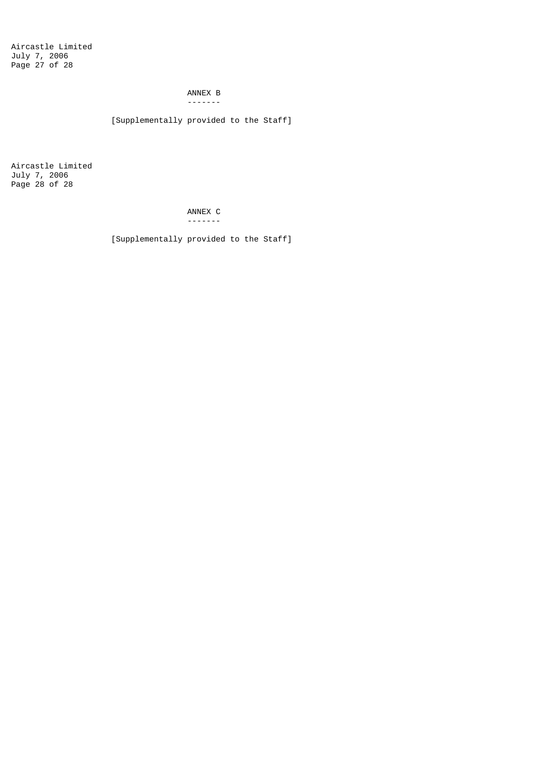## ANNEX B

[Supplementally provided to the Staff]

## ANNEX C

[Supplementally provided to the Staff]